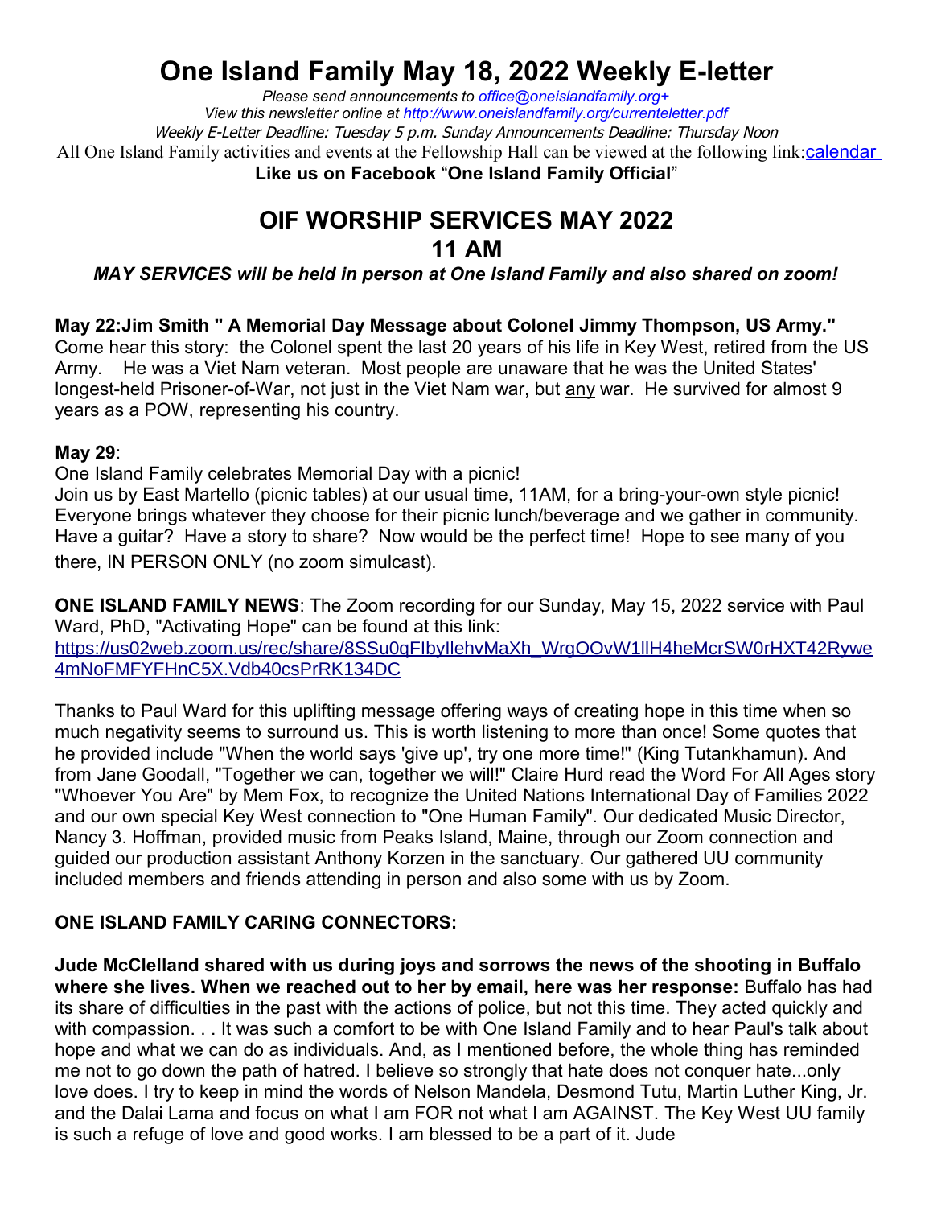# One Island Family May 18, 2022 Weekly E-letter

*Please send announcements to office@oneislandfamily.org+*
*View this newsletter online at http://www.oneislandfamily.org/currenteletter.pdf*
*Weekly E-Letter Deadline: Tuesday 5 p.m. Sunday Announcements Deadline: Thursday Noon*
All One Island Family activities and events at the Fellowship Hall can be viewed at the following link: calendar
**Like us on Facebook "One Island Family Official"**

## OIF WORSHIP SERVICES MAY 2022
## 11 AM

***MAY SERVICES will be held in person at One Island Family and also shared on zoom!***

**May 22:Jim Smith " A Memorial Day Message about Colonel Jimmy Thompson, US Army."**
Come hear this story: the Colonel spent the last 20 years of his life in Key West, retired from the US Army. He was a Viet Nam veteran. Most people are unaware that he was the United States' longest-held Prisoner-of-War, not just in the Viet Nam war, but any war. He survived for almost 9 years as a POW, representing his country.

**May 29**:
One Island Family celebrates Memorial Day with a picnic!
Join us by East Martello (picnic tables) at our usual time, 11AM, for a bring-your-own style picnic! Everyone brings whatever they choose for their picnic lunch/beverage and we gather in community. Have a guitar? Have a story to share? Now would be the perfect time! Hope to see many of you there, IN PERSON ONLY (no zoom simulcast).

**ONE ISLAND FAMILY NEWS**: The Zoom recording for our Sunday, May 15, 2022 service with Paul Ward, PhD, "Activating Hope" can be found at this link:
https://us02web.zoom.us/rec/share/8SSu0qFIbyIlehvMaXh_WrgOOvW1llH4heMcrSW0rHXT42Rywe4mNoFMFYFHnC5X.Vdb40csPrRK134DC

Thanks to Paul Ward for this uplifting message offering ways of creating hope in this time when so much negativity seems to surround us. This is worth listening to more than once! Some quotes that he provided include "When the world says 'give up', try one more time!" (King Tutankhamun). And from Jane Goodall, "Together we can, together we will!" Claire Hurd read the Word For All Ages story "Whoever You Are" by Mem Fox, to recognize the United Nations International Day of Families 2022 and our own special Key West connection to "One Human Family". Our dedicated Music Director, Nancy 3. Hoffman, provided music from Peaks Island, Maine, through our Zoom connection and guided our production assistant Anthony Korzen in the sanctuary. Our gathered UU community included members and friends attending in person and also some with us by Zoom.

**ONE ISLAND FAMILY CARING CONNECTORS:**

**Jude McClelland shared with us during joys and sorrows the news of the shooting in Buffalo where she lives. When we reached out to her by email, here was her response:** Buffalo has had its share of difficulties in the past with the actions of police, but not this time. They acted quickly and with compassion. . . It was such a comfort to be with One Island Family and to hear Paul's talk about hope and what we can do as individuals. And, as I mentioned before, the whole thing has reminded me not to go down the path of hatred. I believe so strongly that hate does not conquer hate...only love does. I try to keep in mind the words of Nelson Mandela, Desmond Tutu, Martin Luther King, Jr. and the Dalai Lama and focus on what I am FOR not what I am AGAINST. The Key West UU family is such a refuge of love and good works. I am blessed to be a part of it. Jude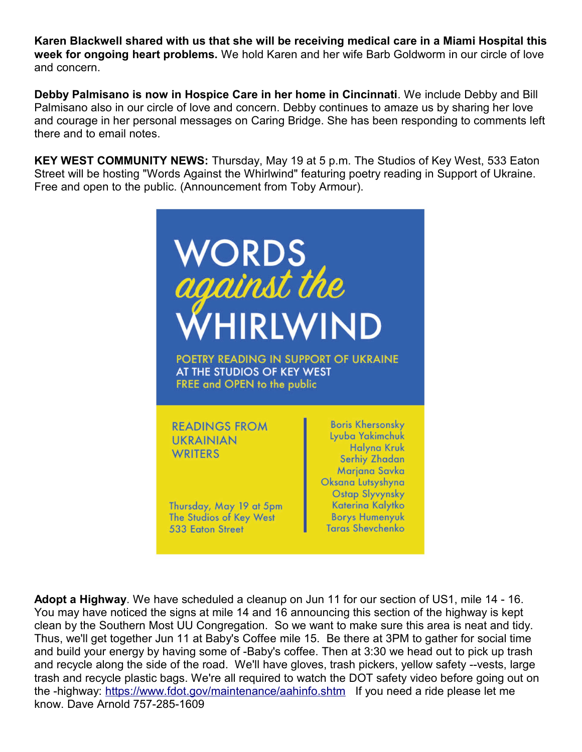**Karen Blackwell shared with us that she will be receiving medical care in a Miami Hospital this week for ongoing heart problems.** We hold Karen and her wife Barb Goldworm in our circle of love and concern.

**Debby Palmisano is now in Hospice Care in her home in Cincinnati**. We include Debby and Bill Palmisano also in our circle of love and concern. Debby continues to amaze us by sharing her love and courage in her personal messages on Caring Bridge. She has been responding to comments left there and to email notes.

**KEY WEST COMMUNITY NEWS:** Thursday, May 19 at 5 p.m. The Studios of Key West, 533 Eaton Street will be hosting "Words Against the Whirlwind" featuring poetry reading in Support of Ukraine. Free and open to the public. (Announcement from Toby Armour).

WORDS *against the* WHIRLWIND

POETRY READING IN SUPPORT OF UKRAINE
AT THE STUDIOS OF KEY WEST
FREE and OPEN to the public

READINGS FROM UKRAINIAN WRITERS

Boris Khersonsky
Lyuba Yakimchuk
Halyna Kruk
Serhiy Zhadan
Marjana Savka
Oksana Lutsyshyna
Ostap Slyvynsky
Katerina Kalytko
Borys Humenyuk
Taras Shevchenko

Thursday, May 19 at 5pm
The Studios of Key West
533 Eaton Street

**Adopt a Highway**. We have scheduled a cleanup on Jun 11 for our section of US1, mile 14 - 16. You may have noticed the signs at mile 14 and 16 announcing this section of the highway is kept clean by the Southern Most UU Congregation. So we want to make sure this area is neat and tidy. Thus, we'll get together Jun 11 at Baby's Coffee mile 15. Be there at 3PM to gather for social time and build your energy by having some of -Baby's coffee. Then at 3:30 we head out to pick up trash and recycle along the side of the road. We'll have gloves, trash pickers, yellow safety --vests, large trash and recycle plastic bags. We're all required to watch the DOT safety video before going out on the -highway: https://www.fdot.gov/maintenance/aahinfo.shtm If you need a ride please let me know. Dave Arnold 757-285-1609